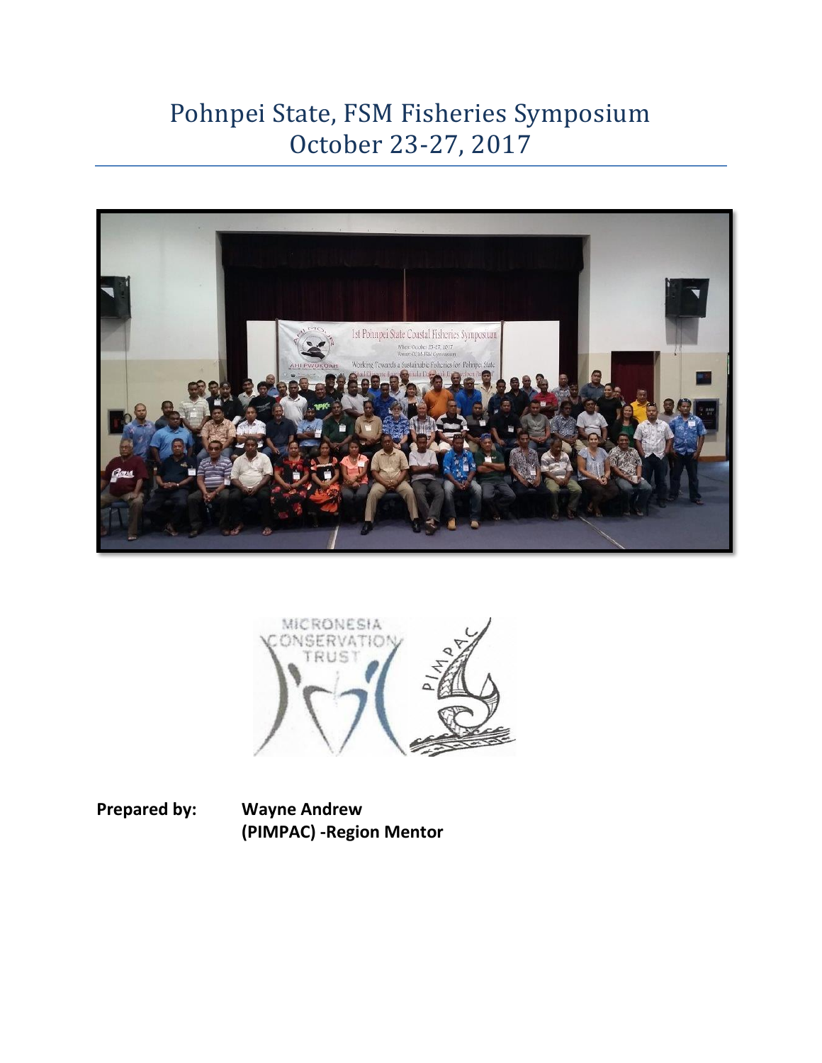# Pohnpei State, FSM Fisheries Symposium
# October 23-27, 2017

**Prepared by:** **Wayne Andrew**
**(PIMPAC) -Region Mentor**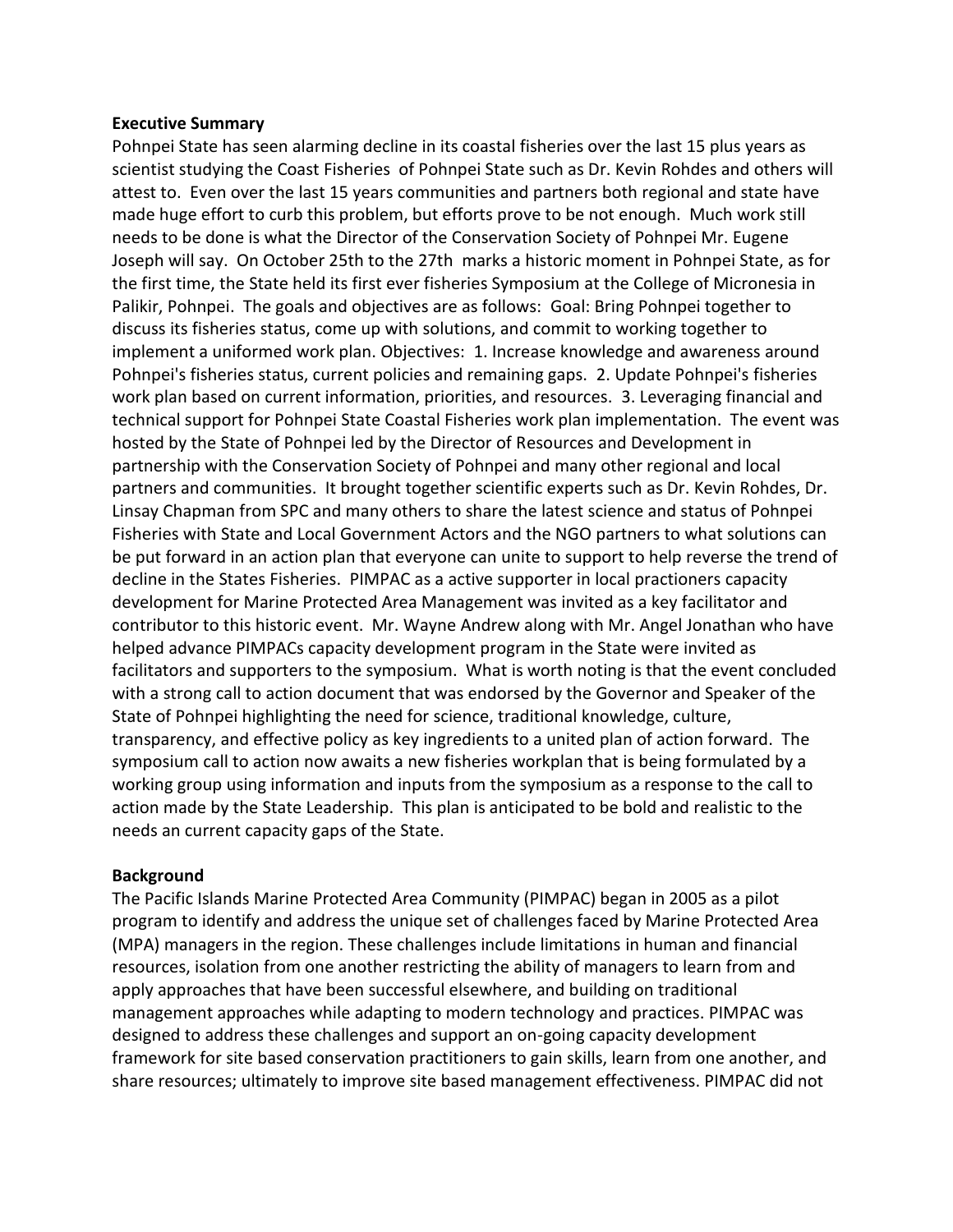**Executive Summary**

Pohnpei State has seen alarming decline in its coastal fisheries over the last 15 plus years as scientist studying the Coast Fisheries of Pohnpei State such as Dr. Kevin Rohdes and others will attest to. Even over the last 15 years communities and partners both regional and state have made huge effort to curb this problem, but efforts prove to be not enough. Much work still needs to be done is what the Director of the Conservation Society of Pohnpei Mr. Eugene Joseph will say. On October 25th to the 27th marks a historic moment in Pohnpei State, as for the first time, the State held its first ever fisheries Symposium at the College of Micronesia in Palikir, Pohnpei. The goals and objectives are as follows: Goal: Bring Pohnpei together to discuss its fisheries status, come up with solutions, and commit to working together to implement a uniformed work plan. Objectives: 1. Increase knowledge and awareness around Pohnpei's fisheries status, current policies and remaining gaps. 2. Update Pohnpei's fisheries work plan based on current information, priorities, and resources. 3. Leveraging financial and technical support for Pohnpei State Coastal Fisheries work plan implementation. The event was hosted by the State of Pohnpei led by the Director of Resources and Development in partnership with the Conservation Society of Pohnpei and many other regional and local partners and communities. It brought together scientific experts such as Dr. Kevin Rohdes, Dr. Linsay Chapman from SPC and many others to share the latest science and status of Pohnpei Fisheries with State and Local Government Actors and the NGO partners to what solutions can be put forward in an action plan that everyone can unite to support to help reverse the trend of decline in the States Fisheries. PIMPAC as a active supporter in local practioners capacity development for Marine Protected Area Management was invited as a key facilitator and contributor to this historic event. Mr. Wayne Andrew along with Mr. Angel Jonathan who have helped advance PIMPACs capacity development program in the State were invited as facilitators and supporters to the symposium. What is worth noting is that the event concluded with a strong call to action document that was endorsed by the Governor and Speaker of the State of Pohnpei highlighting the need for science, traditional knowledge, culture, transparency, and effective policy as key ingredients to a united plan of action forward. The symposium call to action now awaits a new fisheries workplan that is being formulated by a working group using information and inputs from the symposium as a response to the call to action made by the State Leadership. This plan is anticipated to be bold and realistic to the needs an current capacity gaps of the State.

**Background**

The Pacific Islands Marine Protected Area Community (PIMPAC) began in 2005 as a pilot program to identify and address the unique set of challenges faced by Marine Protected Area (MPA) managers in the region. These challenges include limitations in human and financial resources, isolation from one another restricting the ability of managers to learn from and apply approaches that have been successful elsewhere, and building on traditional management approaches while adapting to modern technology and practices. PIMPAC was designed to address these challenges and support an on-going capacity development framework for site based conservation practitioners to gain skills, learn from one another, and share resources; ultimately to improve site based management effectiveness. PIMPAC did not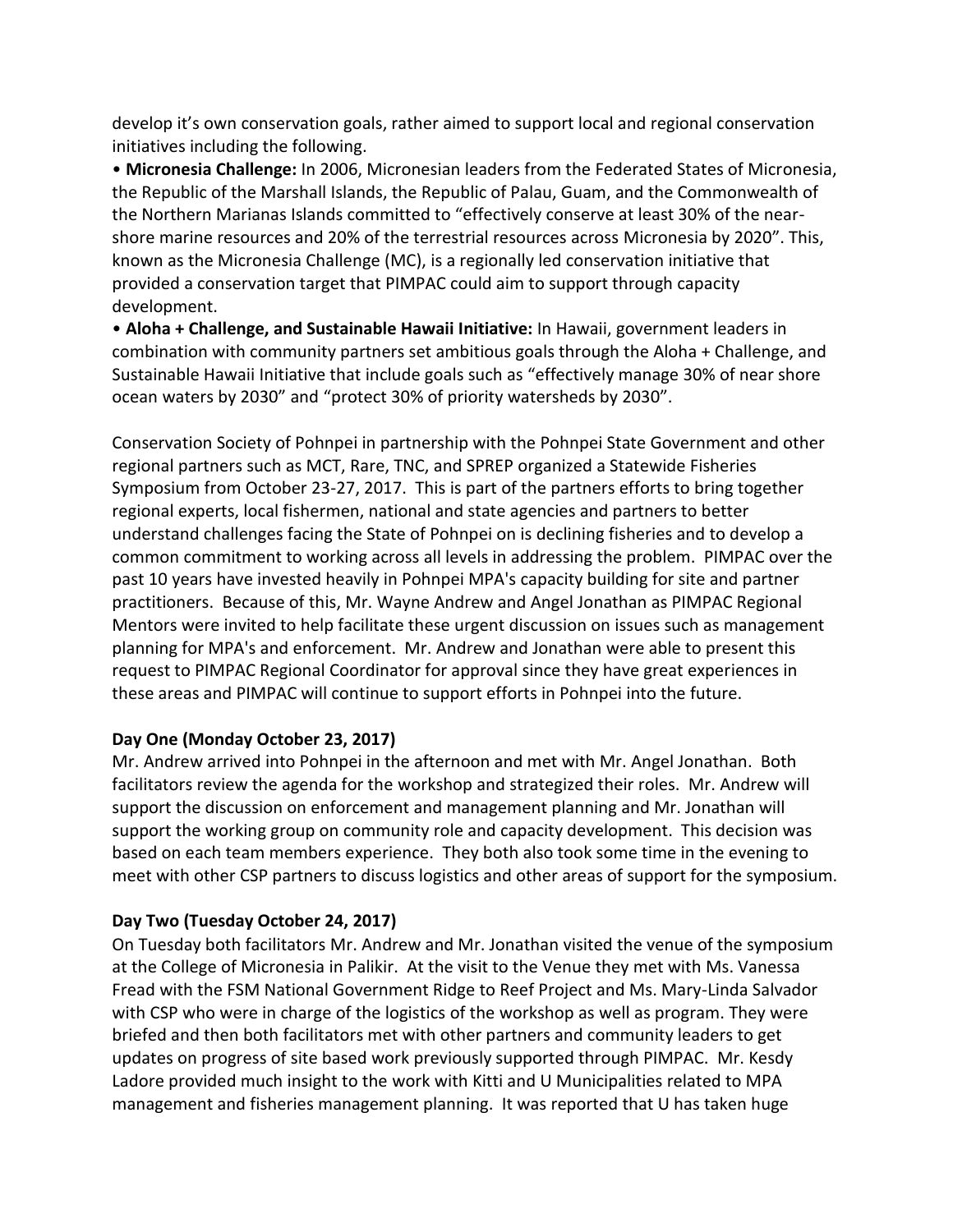develop it's own conservation goals, rather aimed to support local and regional conservation initiatives including the following.

- **Micronesia Challenge:** In 2006, Micronesian leaders from the Federated States of Micronesia, the Republic of the Marshall Islands, the Republic of Palau, Guam, and the Commonwealth of the Northern Marianas Islands committed to "effectively conserve at least 30% of the near-shore marine resources and 20% of the terrestrial resources across Micronesia by 2020". This, known as the Micronesia Challenge (MC), is a regionally led conservation initiative that provided a conservation target that PIMPAC could aim to support through capacity development.
- **Aloha + Challenge, and Sustainable Hawaii Initiative:** In Hawaii, government leaders in combination with community partners set ambitious goals through the Aloha + Challenge, and Sustainable Hawaii Initiative that include goals such as "effectively manage 30% of near shore ocean waters by 2030" and "protect 30% of priority watersheds by 2030".

Conservation Society of Pohnpei in partnership with the Pohnpei State Government and other regional partners such as MCT, Rare, TNC, and SPREP organized a Statewide Fisheries Symposium from October 23-27, 2017. This is part of the partners efforts to bring together regional experts, local fishermen, national and state agencies and partners to better understand challenges facing the State of Pohnpei on is declining fisheries and to develop a common commitment to working across all levels in addressing the problem. PIMPAC over the past 10 years have invested heavily in Pohnpei MPA's capacity building for site and partner practitioners. Because of this, Mr. Wayne Andrew and Angel Jonathan as PIMPAC Regional Mentors were invited to help facilitate these urgent discussion on issues such as management planning for MPA's and enforcement. Mr. Andrew and Jonathan were able to present this request to PIMPAC Regional Coordinator for approval since they have great experiences in these areas and PIMPAC will continue to support efforts in Pohnpei into the future.

**Day One (Monday October 23, 2017)**

Mr. Andrew arrived into Pohnpei in the afternoon and met with Mr. Angel Jonathan. Both facilitators review the agenda for the workshop and strategized their roles. Mr. Andrew will support the discussion on enforcement and management planning and Mr. Jonathan will support the working group on community role and capacity development. This decision was based on each team members experience. They both also took some time in the evening to meet with other CSP partners to discuss logistics and other areas of support for the symposium.

**Day Two (Tuesday October 24, 2017)**

On Tuesday both facilitators Mr. Andrew and Mr. Jonathan visited the venue of the symposium at the College of Micronesia in Palikir. At the visit to the Venue they met with Ms. Vanessa Fread with the FSM National Government Ridge to Reef Project and Ms. Mary-Linda Salvador with CSP who were in charge of the logistics of the workshop as well as program. They were briefed and then both facilitators met with other partners and community leaders to get updates on progress of site based work previously supported through PIMPAC. Mr. Kesdy Ladore provided much insight to the work with Kitti and U Municipalities related to MPA management and fisheries management planning. It was reported that U has taken huge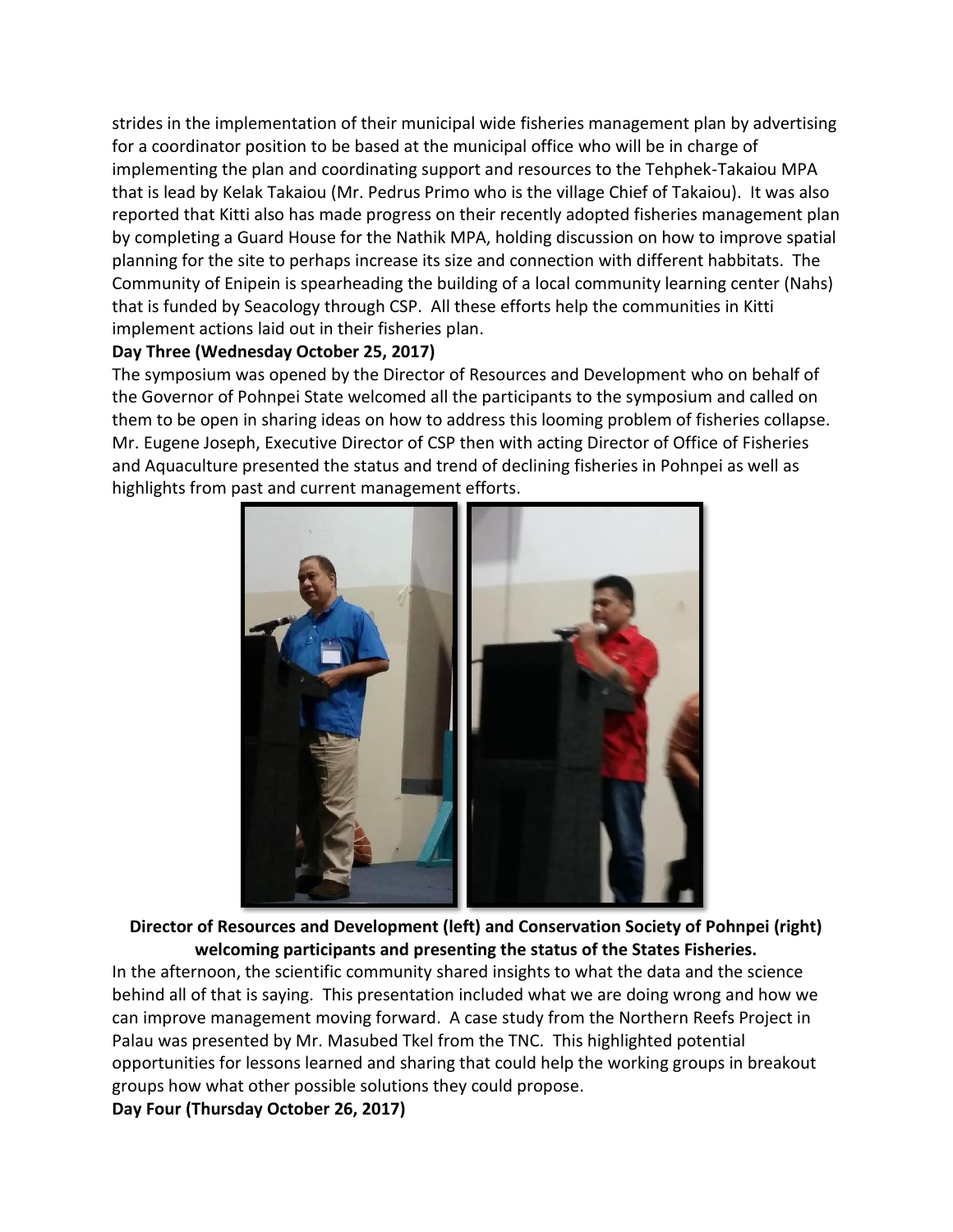strides in the implementation of their municipal wide fisheries management plan by advertising for a coordinator position to be based at the municipal office who will be in charge of implementing the plan and coordinating support and resources to the Tehphek-Takaiou MPA that is lead by Kelak Takaiou (Mr. Pedrus Primo who is the village Chief of Takaiou). It was also reported that Kitti also has made progress on their recently adopted fisheries management plan by completing a Guard House for the Nathik MPA, holding discussion on how to improve spatial planning for the site to perhaps increase its size and connection with different habbitats. The Community of Enipein is spearheading the building of a local community learning center (Nahs) that is funded by Seacology through CSP. All these efforts help the communities in Kitti implement actions laid out in their fisheries plan.

**Day Three (Wednesday October 25, 2017)**

The symposium was opened by the Director of Resources and Development who on behalf of the Governor of Pohnpei State welcomed all the participants to the symposium and called on them to be open in sharing ideas on how to address this looming problem of fisheries collapse. Mr. Eugene Joseph, Executive Director of CSP then with acting Director of Office of Fisheries and Aquaculture presented the status and trend of declining fisheries in Pohnpei as well as highlights from past and current management efforts.

**Director of Resources and Development (left) and Conservation Society of Pohnpei (right) welcoming participants and presenting the status of the States Fisheries.**

In the afternoon, the scientific community shared insights to what the data and the science behind all of that is saying. This presentation included what we are doing wrong and how we can improve management moving forward. A case study from the Northern Reefs Project in Palau was presented by Mr. Masubed Tkel from the TNC. This highlighted potential opportunities for lessons learned and sharing that could help the working groups in breakout groups how what other possible solutions they could propose.

**Day Four (Thursday October 26, 2017)**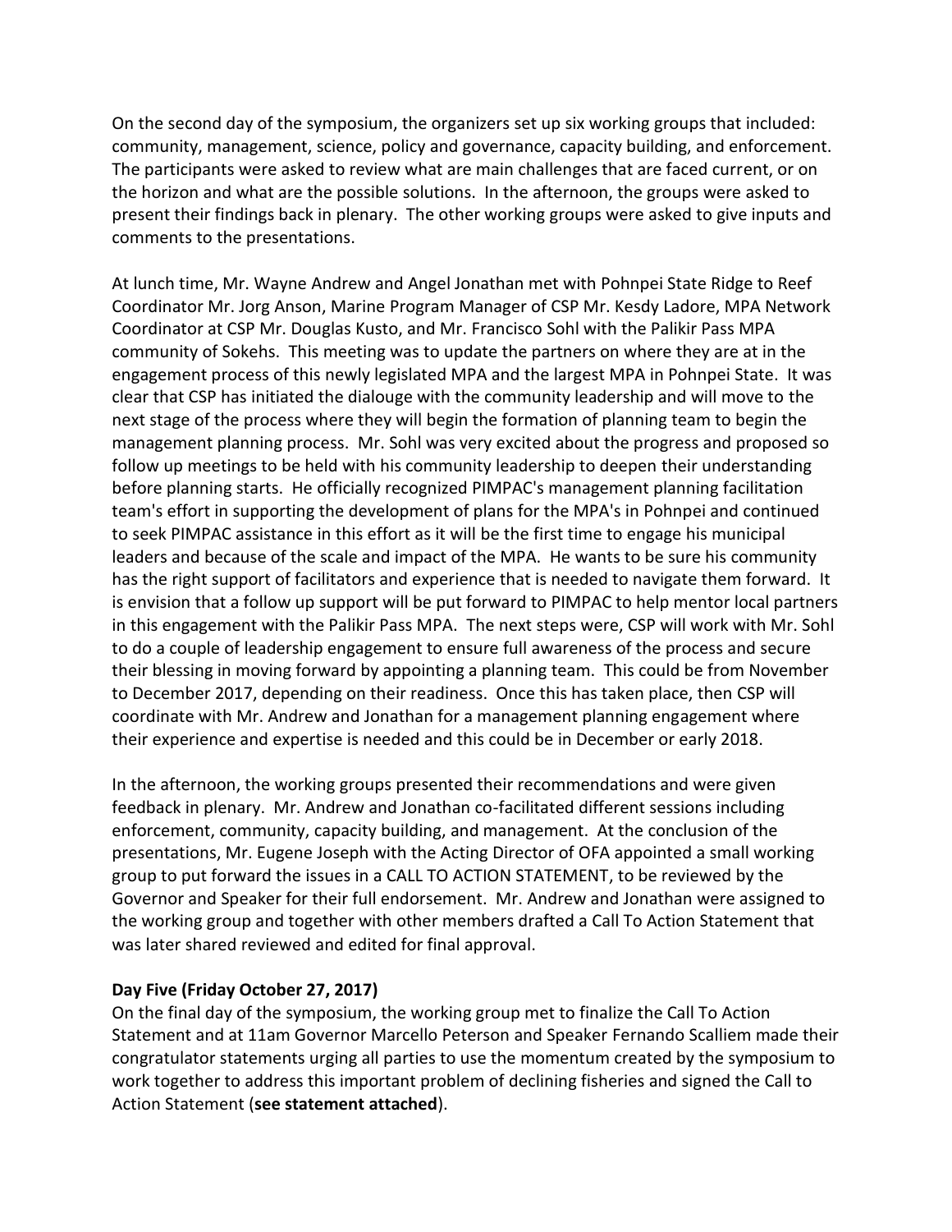On the second day of the symposium, the organizers set up six working groups that included: community, management, science, policy and governance, capacity building, and enforcement. The participants were asked to review what are main challenges that are faced current, or on the horizon and what are the possible solutions. In the afternoon, the groups were asked to present their findings back in plenary. The other working groups were asked to give inputs and comments to the presentations.

At lunch time, Mr. Wayne Andrew and Angel Jonathan met with Pohnpei State Ridge to Reef Coordinator Mr. Jorg Anson, Marine Program Manager of CSP Mr. Kesdy Ladore, MPA Network Coordinator at CSP Mr. Douglas Kusto, and Mr. Francisco Sohl with the Palikir Pass MPA community of Sokehs. This meeting was to update the partners on where they are at in the engagement process of this newly legislated MPA and the largest MPA in Pohnpei State. It was clear that CSP has initiated the dialouge with the community leadership and will move to the next stage of the process where they will begin the formation of planning team to begin the management planning process. Mr. Sohl was very excited about the progress and proposed so follow up meetings to be held with his community leadership to deepen their understanding before planning starts. He officially recognized PIMPAC's management planning facilitation team's effort in supporting the development of plans for the MPA's in Pohnpei and continued to seek PIMPAC assistance in this effort as it will be the first time to engage his municipal leaders and because of the scale and impact of the MPA. He wants to be sure his community has the right support of facilitators and experience that is needed to navigate them forward. It is envision that a follow up support will be put forward to PIMPAC to help mentor local partners in this engagement with the Palikir Pass MPA. The next steps were, CSP will work with Mr. Sohl to do a couple of leadership engagement to ensure full awareness of the process and secure their blessing in moving forward by appointing a planning team. This could be from November to December 2017, depending on their readiness. Once this has taken place, then CSP will coordinate with Mr. Andrew and Jonathan for a management planning engagement where their experience and expertise is needed and this could be in December or early 2018.

In the afternoon, the working groups presented their recommendations and were given feedback in plenary. Mr. Andrew and Jonathan co-facilitated different sessions including enforcement, community, capacity building, and management. At the conclusion of the presentations, Mr. Eugene Joseph with the Acting Director of OFA appointed a small working group to put forward the issues in a CALL TO ACTION STATEMENT, to be reviewed by the Governor and Speaker for their full endorsement. Mr. Andrew and Jonathan were assigned to the working group and together with other members drafted a Call To Action Statement that was later shared reviewed and edited for final approval.

**Day Five (Friday October 27, 2017)**

On the final day of the symposium, the working group met to finalize the Call To Action Statement and at 11am Governor Marcello Peterson and Speaker Fernando Scalliem made their congratulator statements urging all parties to use the momentum created by the symposium to work together to address this important problem of declining fisheries and signed the Call to Action Statement (**see statement attached**).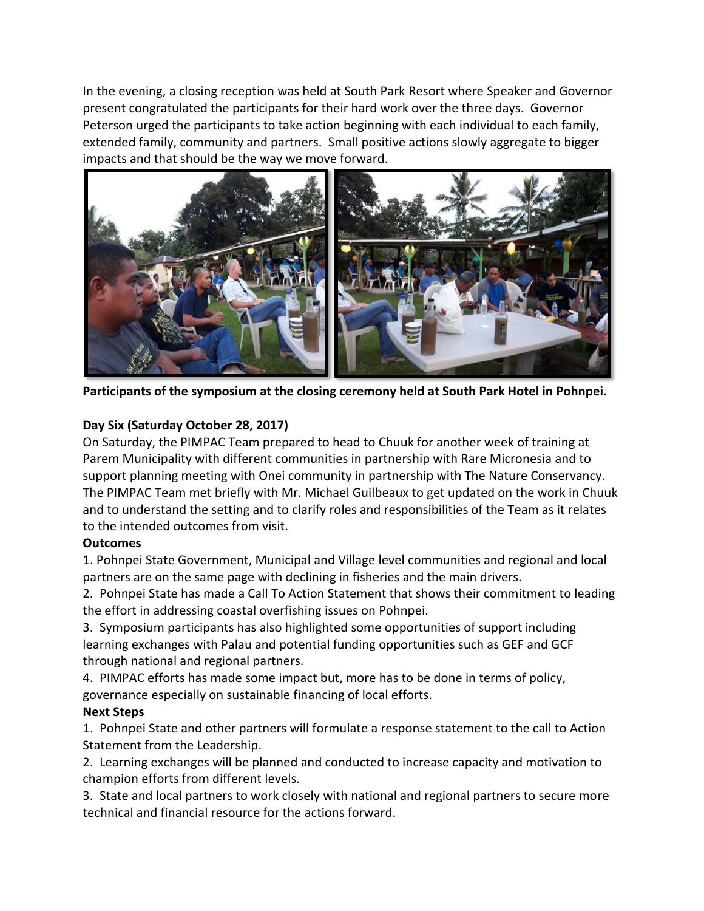In the evening, a closing reception was held at South Park Resort where Speaker and Governor present congratulated the participants for their hard work over the three days. Governor Peterson urged the participants to take action beginning with each individual to each family, extended family, community and partners. Small positive actions slowly aggregate to bigger impacts and that should be the way we move forward.

**Participants of the symposium at the closing ceremony held at South Park Hotel in Pohnpei.**

**Day Six (Saturday October 28, 2017)**

On Saturday, the PIMPAC Team prepared to head to Chuuk for another week of training at Parem Municipality with different communities in partnership with Rare Micronesia and to support planning meeting with Onei community in partnership with The Nature Conservancy. The PIMPAC Team met briefly with Mr. Michael Guilbeaux to get updated on the work in Chuuk and to understand the setting and to clarify roles and responsibilities of the Team as it relates to the intended outcomes from visit.

**Outcomes**

1. Pohnpei State Government, Municipal and Village level communities and regional and local partners are on the same page with declining in fisheries and the main drivers.
2. Pohnpei State has made a Call To Action Statement that shows their commitment to leading the effort in addressing coastal overfishing issues on Pohnpei.
3. Symposium participants has also highlighted some opportunities of support including learning exchanges with Palau and potential funding opportunities such as GEF and GCF through national and regional partners.
4. PIMPAC efforts has made some impact but, more has to be done in terms of policy, governance especially on sustainable financing of local efforts.

**Next Steps**

1. Pohnpei State and other partners will formulate a response statement to the call to Action Statement from the Leadership.
2. Learning exchanges will be planned and conducted to increase capacity and motivation to champion efforts from different levels.
3. State and local partners to work closely with national and regional partners to secure more technical and financial resource for the actions forward.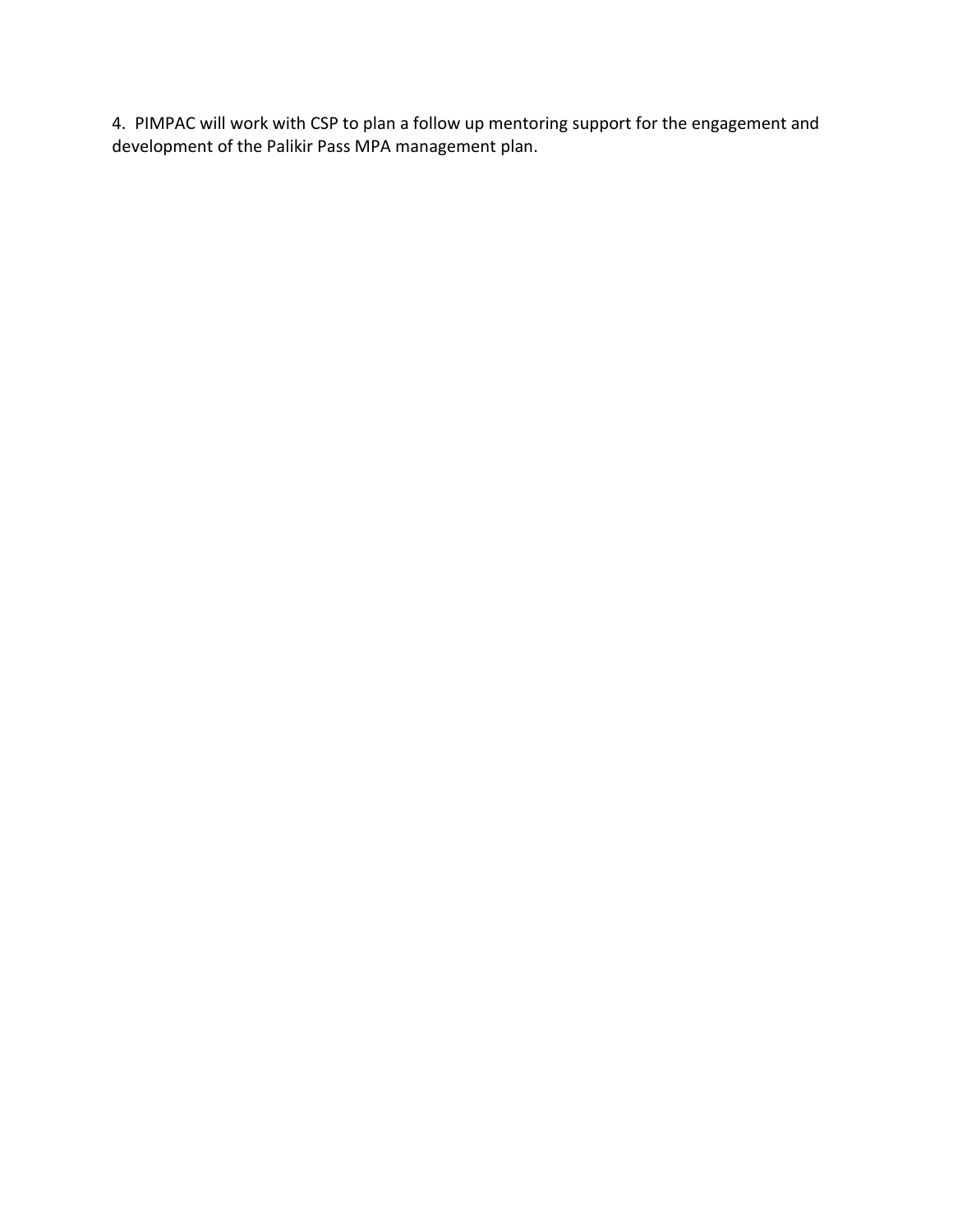4. PIMPAC will work with CSP to plan a follow up mentoring support for the engagement and development of the Palikir Pass MPA management plan.